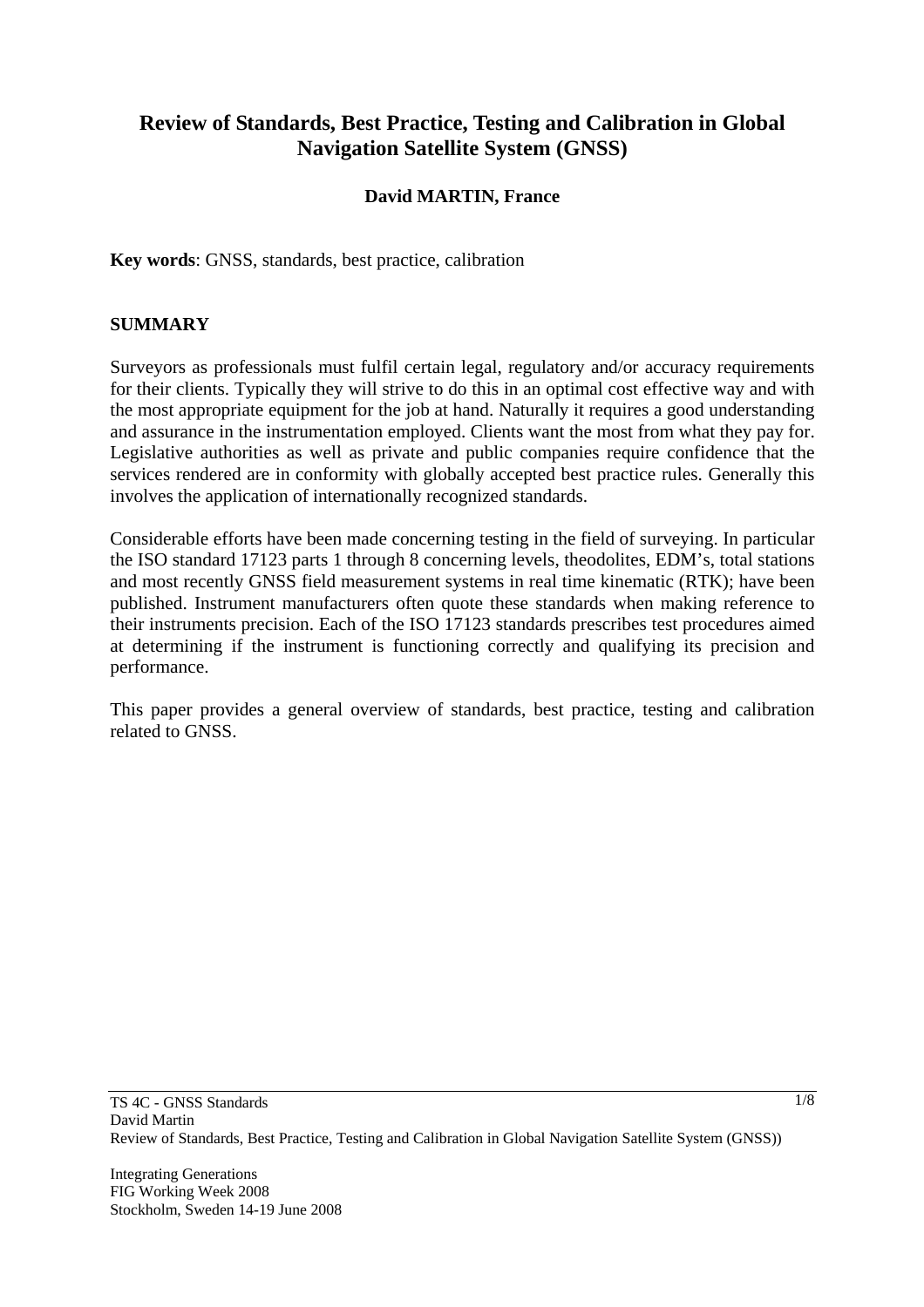# Review of Standards, Best Practice, Testing and Calibration in Global Navigation Satellite System (GNSS)

**David MARTIN, France**

**Key words**: GNSS, standards, best practice, calibration

## SUMMARY

Surveyors as professionals must fulfil certain legal, regulatory and/or accuracy requirements for their clients. Typically they will strive to do this in an optimal cost effective way and with the most appropriate equipment for the job at hand. Naturally it requires a good understanding and assurance in the instrumentation employed. Clients want the most from what they pay for. Legislative authorities as well as private and public companies require confidence that the services rendered are in conformity with globally accepted best practice rules. Generally this involves the application of internationally recognized standards.

Considerable efforts have been made concerning testing in the field of surveying. In particular the ISO standard 17123 parts 1 through 8 concerning levels, theodolites, EDM's, total stations and most recently GNSS field measurement systems in real time kinematic (RTK); have been published. Instrument manufacturers often quote these standards when making reference to their instruments precision. Each of the ISO 17123 standards prescribes test procedures aimed at determining if the instrument is functioning correctly and qualifying its precision and performance.

This paper provides a general overview of standards, best practice, testing and calibration related to GNSS.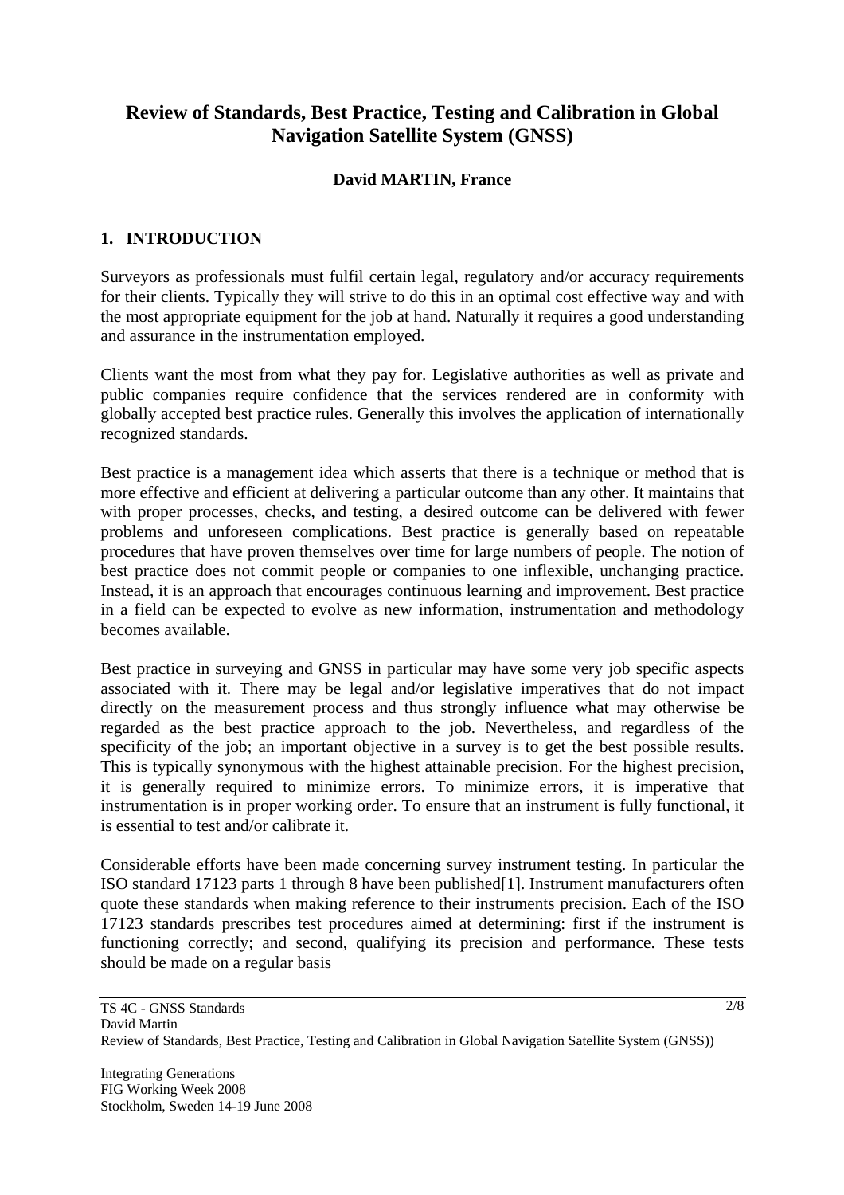# Review of Standards, Best Practice, Testing and Calibration in Global Navigation Satellite System (GNSS)

**David MARTIN, France**

## 1. INTRODUCTION

Surveyors as professionals must fulfil certain legal, regulatory and/or accuracy requirements for their clients. Typically they will strive to do this in an optimal cost effective way and with the most appropriate equipment for the job at hand. Naturally it requires a good understanding and assurance in the instrumentation employed.

Clients want the most from what they pay for. Legislative authorities as well as private and public companies require confidence that the services rendered are in conformity with globally accepted best practice rules. Generally this involves the application of internationally recognized standards.

Best practice is a management idea which asserts that there is a technique or method that is more effective and efficient at delivering a particular outcome than any other. It maintains that with proper processes, checks, and testing, a desired outcome can be delivered with fewer problems and unforeseen complications. Best practice is generally based on repeatable procedures that have proven themselves over time for large numbers of people. The notion of best practice does not commit people or companies to one inflexible, unchanging practice. Instead, it is an approach that encourages continuous learning and improvement. Best practice in a field can be expected to evolve as new information, instrumentation and methodology becomes available.

Best practice in surveying and GNSS in particular may have some very job specific aspects associated with it. There may be legal and/or legislative imperatives that do not impact directly on the measurement process and thus strongly influence what may otherwise be regarded as the best practice approach to the job. Nevertheless, and regardless of the specificity of the job; an important objective in a survey is to get the best possible results. This is typically synonymous with the highest attainable precision. For the highest precision, it is generally required to minimize errors. To minimize errors, it is imperative that instrumentation is in proper working order. To ensure that an instrument is fully functional, it is essential to test and/or calibrate it.

Considerable efforts have been made concerning survey instrument testing. In particular the ISO standard 17123 parts 1 through 8 have been published[1]. Instrument manufacturers often quote these standards when making reference to their instruments precision. Each of the ISO 17123 standards prescribes test procedures aimed at determining: first if the instrument is functioning correctly; and second, qualifying its precision and performance. These tests should be made on a regular basis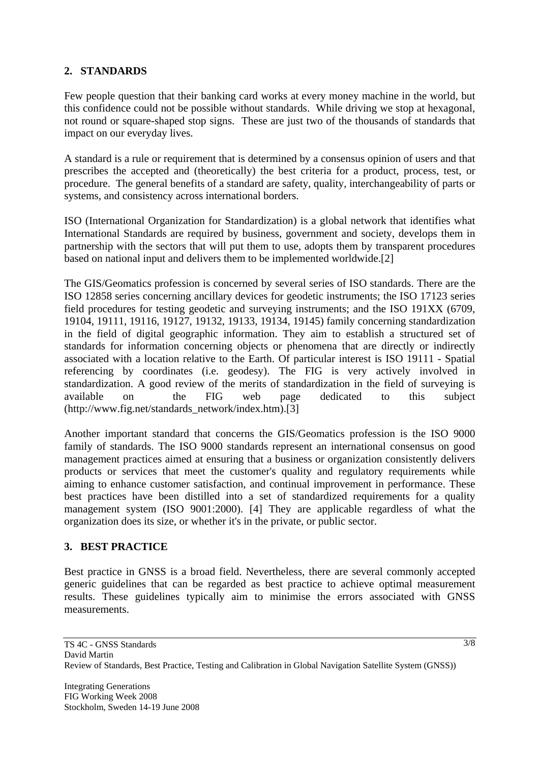## 2. STANDARDS

Few people question that their banking card works at every money machine in the world, but this confidence could not be possible without standards. While driving we stop at hexagonal, not round or square-shaped stop signs. These are just two of the thousands of standards that impact on our everyday lives.

A standard is a rule or requirement that is determined by a consensus opinion of users and that prescribes the accepted and (theoretically) the best criteria for a product, process, test, or procedure. The general benefits of a standard are safety, quality, interchangeability of parts or systems, and consistency across international borders.

ISO (International Organization for Standardization) is a global network that identifies what International Standards are required by business, government and society, develops them in partnership with the sectors that will put them to use, adopts them by transparent procedures based on national input and delivers them to be implemented worldwide.[2]

The GIS/Geomatics profession is concerned by several series of ISO standards. There are the ISO 12858 series concerning ancillary devices for geodetic instruments; the ISO 17123 series field procedures for testing geodetic and surveying instruments; and the ISO 191XX (6709, 19104, 19111, 19116, 19127, 19132, 19133, 19134, 19145) family concerning standardization in the field of digital geographic information. They aim to establish a structured set of standards for information concerning objects or phenomena that are directly or indirectly associated with a location relative to the Earth. Of particular interest is ISO 19111 - Spatial referencing by coordinates (i.e. geodesy). The FIG is very actively involved in standardization. A good review of the merits of standardization in the field of surveying is available on the FIG web page dedicated to this subject (http://www.fig.net/standards_network/index.htm).[3]

Another important standard that concerns the GIS/Geomatics profession is the ISO 9000 family of standards. The ISO 9000 standards represent an international consensus on good management practices aimed at ensuring that a business or organization consistently delivers products or services that meet the customer's quality and regulatory requirements while aiming to enhance customer satisfaction, and continual improvement in performance. These best practices have been distilled into a set of standardized requirements for a quality management system (ISO 9001:2000). [4] They are applicable regardless of what the organization does its size, or whether it's in the private, or public sector.

## 3. BEST PRACTICE

Best practice in GNSS is a broad field. Nevertheless, there are several commonly accepted generic guidelines that can be regarded as best practice to achieve optimal measurement results. These guidelines typically aim to minimise the errors associated with GNSS measurements.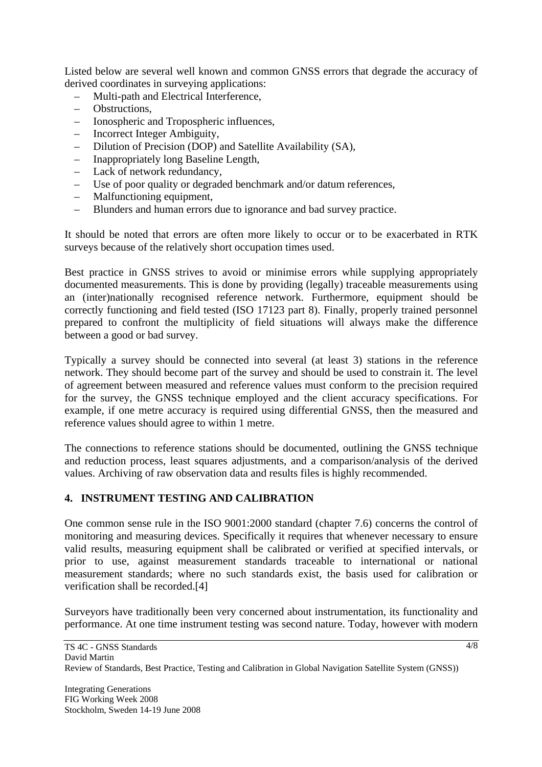Listed below are several well known and common GNSS errors that degrade the accuracy of derived coordinates in surveying applications:

- Multi-path and Electrical Interference,
- Obstructions,
- Ionospheric and Tropospheric influences,
- Incorrect Integer Ambiguity,
- Dilution of Precision (DOP) and Satellite Availability (SA),
- Inappropriately long Baseline Length,
- Lack of network redundancy,
- Use of poor quality or degraded benchmark and/or datum references,
- Malfunctioning equipment,
- Blunders and human errors due to ignorance and bad survey practice.

It should be noted that errors are often more likely to occur or to be exacerbated in RTK surveys because of the relatively short occupation times used.

Best practice in GNSS strives to avoid or minimise errors while supplying appropriately documented measurements. This is done by providing (legally) traceable measurements using an (inter)nationally recognised reference network. Furthermore, equipment should be correctly functioning and field tested (ISO 17123 part 8). Finally, properly trained personnel prepared to confront the multiplicity of field situations will always make the difference between a good or bad survey.

Typically a survey should be connected into several (at least 3) stations in the reference network. They should become part of the survey and should be used to constrain it. The level of agreement between measured and reference values must conform to the precision required for the survey, the GNSS technique employed and the client accuracy specifications. For example, if one metre accuracy is required using differential GNSS, then the measured and reference values should agree to within 1 metre.

The connections to reference stations should be documented, outlining the GNSS technique and reduction process, least squares adjustments, and a comparison/analysis of the derived values. Archiving of raw observation data and results files is highly recommended.

## 4. INSTRUMENT TESTING AND CALIBRATION

One common sense rule in the ISO 9001:2000 standard (chapter 7.6) concerns the control of monitoring and measuring devices. Specifically it requires that whenever necessary to ensure valid results, measuring equipment shall be calibrated or verified at specified intervals, or prior to use, against measurement standards traceable to international or national measurement standards; where no such standards exist, the basis used for calibration or verification shall be recorded.[4]

Surveyors have traditionally been very concerned about instrumentation, its functionality and performance. At one time instrument testing was second nature. Today, however with modern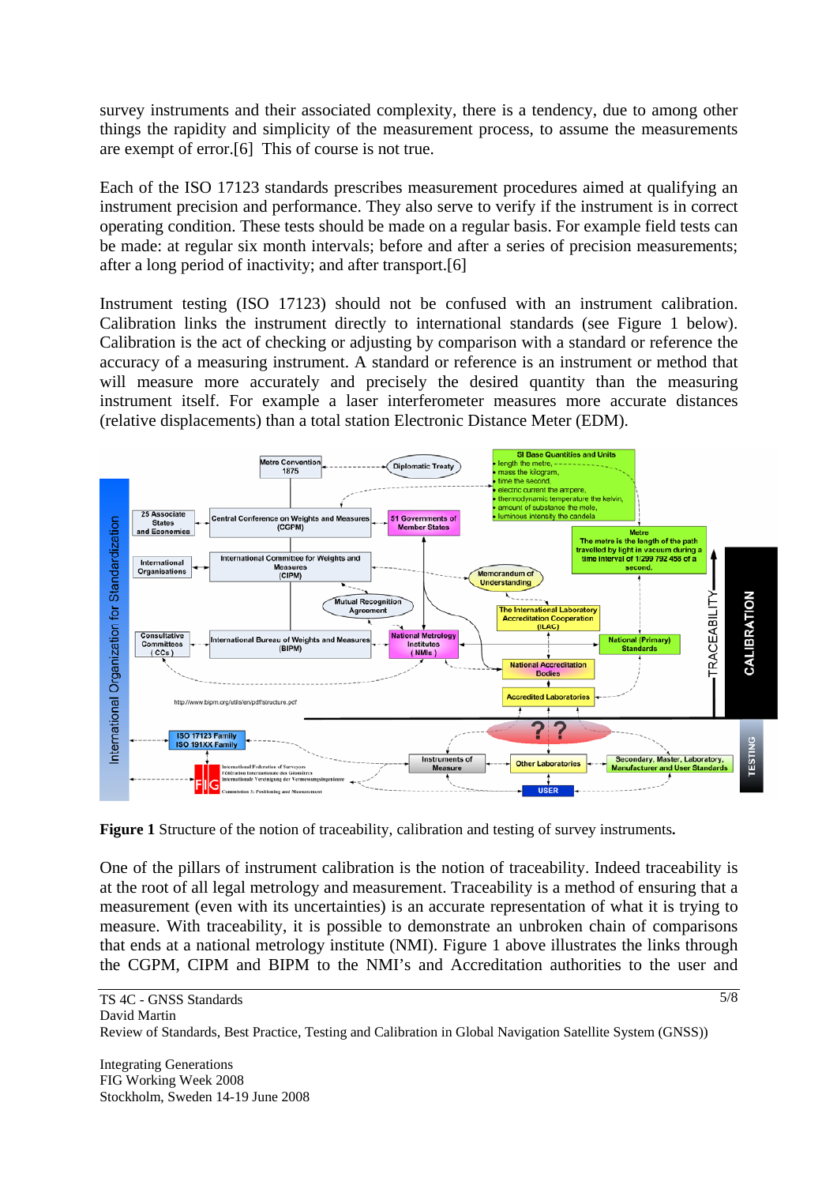survey instruments and their associated complexity, there is a tendency, due to among other things the rapidity and simplicity of the measurement process, to assume the measurements are exempt of error.[6] This of course is not true.

Each of the ISO 17123 standards prescribes measurement procedures aimed at qualifying an instrument precision and performance. They also serve to verify if the instrument is in correct operating condition. These tests should be made on a regular basis. For example field tests can be made: at regular six month intervals; before and after a series of precision measurements; after a long period of inactivity; and after transport.[6]

Instrument testing (ISO 17123) should not be confused with an instrument calibration. Calibration links the instrument directly to international standards (see Figure 1 below). Calibration is the act of checking or adjusting by comparison with a standard or reference the accuracy of a measuring instrument. A standard or reference is an instrument or method that will measure more accurately and precisely the desired quantity than the measuring instrument itself. For example a laser interferometer measures more accurate distances (relative displacements) than a total station Electronic Distance Meter (EDM).

**Figure 1** Structure of the notion of traceability, calibration and testing of survey instruments.

One of the pillars of instrument calibration is the notion of traceability. Indeed traceability is at the root of all legal metrology and measurement. Traceability is a method of ensuring that a measurement (even with its uncertainties) is an accurate representation of what it is trying to measure. With traceability, it is possible to demonstrate an unbroken chain of comparisons that ends at a national metrology institute (NMI). Figure 1 above illustrates the links through the CGPM, CIPM and BIPM to the NMI's and Accreditation authorities to the user and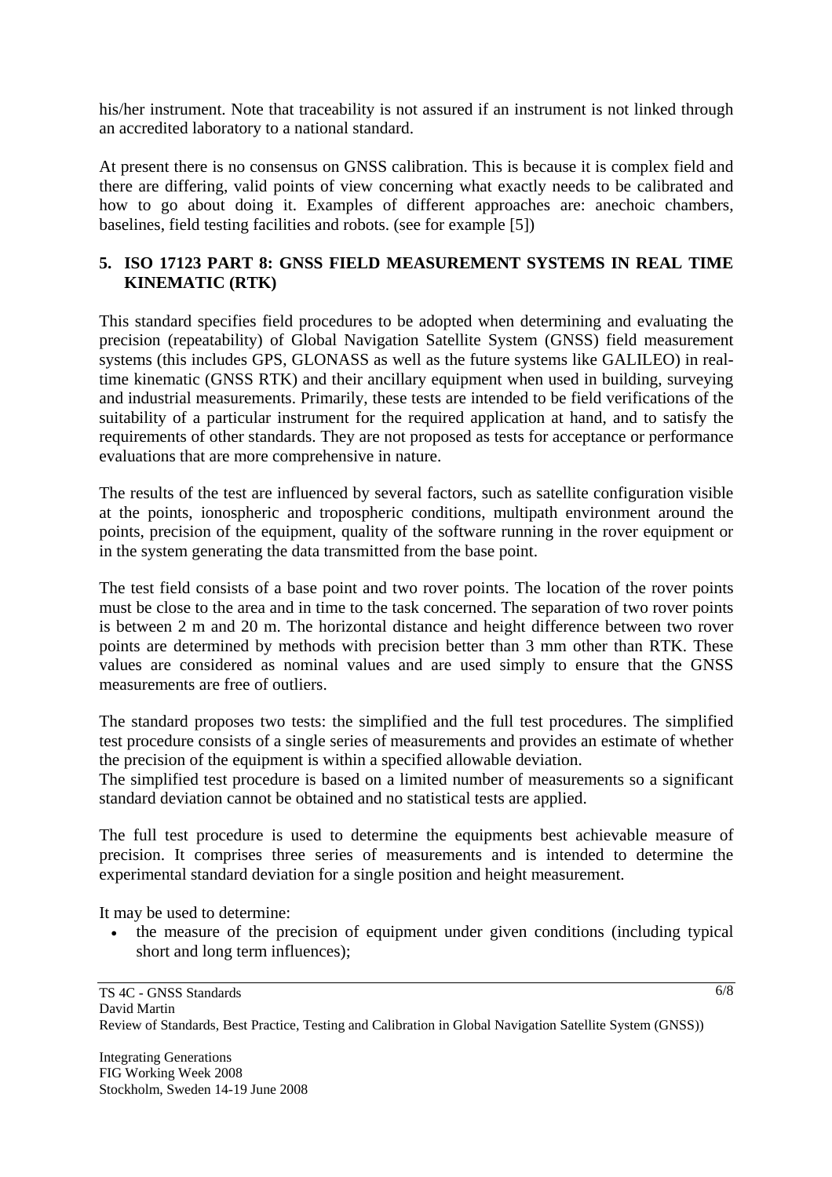his/her instrument. Note that traceability is not assured if an instrument is not linked through an accredited laboratory to a national standard.

At present there is no consensus on GNSS calibration. This is because it is complex field and there are differing, valid points of view concerning what exactly needs to be calibrated and how to go about doing it. Examples of different approaches are: anechoic chambers, baselines, field testing facilities and robots. (see for example [5])

## 5. ISO 17123 PART 8: GNSS FIELD MEASUREMENT SYSTEMS IN REAL TIME KINEMATIC (RTK)

This standard specifies field procedures to be adopted when determining and evaluating the precision (repeatability) of Global Navigation Satellite System (GNSS) field measurement systems (this includes GPS, GLONASS as well as the future systems like GALILEO) in real-time kinematic (GNSS RTK) and their ancillary equipment when used in building, surveying and industrial measurements. Primarily, these tests are intended to be field verifications of the suitability of a particular instrument for the required application at hand, and to satisfy the requirements of other standards. They are not proposed as tests for acceptance or performance evaluations that are more comprehensive in nature.

The results of the test are influenced by several factors, such as satellite configuration visible at the points, ionospheric and tropospheric conditions, multipath environment around the points, precision of the equipment, quality of the software running in the rover equipment or in the system generating the data transmitted from the base point.

The test field consists of a base point and two rover points. The location of the rover points must be close to the area and in time to the task concerned. The separation of two rover points is between 2 m and 20 m. The horizontal distance and height difference between two rover points are determined by methods with precision better than 3 mm other than RTK. These values are considered as nominal values and are used simply to ensure that the GNSS measurements are free of outliers.

The standard proposes two tests: the simplified and the full test procedures. The simplified test procedure consists of a single series of measurements and provides an estimate of whether the precision of the equipment is within a specified allowable deviation.
The simplified test procedure is based on a limited number of measurements so a significant standard deviation cannot be obtained and no statistical tests are applied.

The full test procedure is used to determine the equipments best achievable measure of precision. It comprises three series of measurements and is intended to determine the experimental standard deviation for a single position and height measurement.

It may be used to determine:

- the measure of the precision of equipment under given conditions (including typical short and long term influences);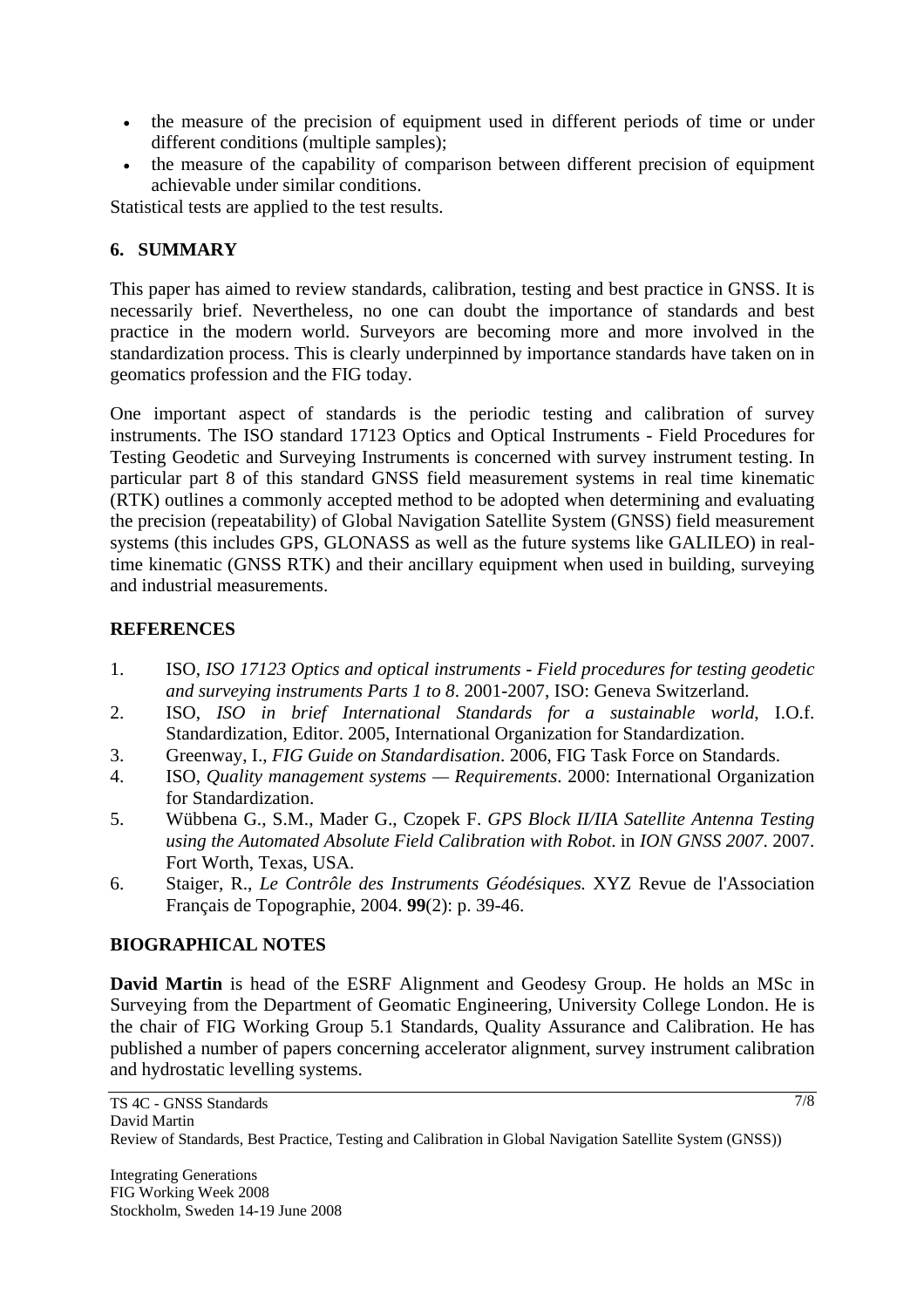- the measure of the precision of equipment used in different periods of time or under different conditions (multiple samples);
- the measure of the capability of comparison between different precision of equipment achievable under similar conditions.

Statistical tests are applied to the test results.

## 6. SUMMARY

This paper has aimed to review standards, calibration, testing and best practice in GNSS. It is necessarily brief. Nevertheless, no one can doubt the importance of standards and best practice in the modern world. Surveyors are becoming more and more involved in the standardization process. This is clearly underpinned by importance standards have taken on in geomatics profession and the FIG today.

One important aspect of standards is the periodic testing and calibration of survey instruments. The ISO standard 17123 Optics and Optical Instruments - Field Procedures for Testing Geodetic and Surveying Instruments is concerned with survey instrument testing. In particular part 8 of this standard GNSS field measurement systems in real time kinematic (RTK) outlines a commonly accepted method to be adopted when determining and evaluating the precision (repeatability) of Global Navigation Satellite System (GNSS) field measurement systems (this includes GPS, GLONASS as well as the future systems like GALILEO) in real-time kinematic (GNSS RTK) and their ancillary equipment when used in building, surveying and industrial measurements.

## REFERENCES

1. ISO, *ISO 17123 Optics and optical instruments - Field procedures for testing geodetic and surveying instruments Parts 1 to 8*. 2001-2007, ISO: Geneva Switzerland.
2. ISO, *ISO in brief International Standards for a sustainable world*, I.O.f. Standardization, Editor. 2005, International Organization for Standardization.
3. Greenway, I., *FIG Guide on Standardisation*. 2006, FIG Task Force on Standards.
4. ISO, *Quality management systems — Requirements*. 2000: International Organization for Standardization.
5. Wübbena G., S.M., Mader G., Czopek F. *GPS Block II/IIA Satellite Antenna Testing using the Automated Absolute Field Calibration with Robot*. in *ION GNSS 2007*. 2007. Fort Worth, Texas, USA.
6. Staiger, R., *Le Contrôle des Instruments Géodésiques.* XYZ Revue de l'Association Français de Topographie, 2004. **99**(2): p. 39-46.

## BIOGRAPHICAL NOTES

**David Martin** is head of the ESRF Alignment and Geodesy Group. He holds an MSc in Surveying from the Department of Geomatic Engineering, University College London. He is the chair of FIG Working Group 5.1 Standards, Quality Assurance and Calibration. He has published a number of papers concerning accelerator alignment, survey instrument calibration and hydrostatic levelling systems.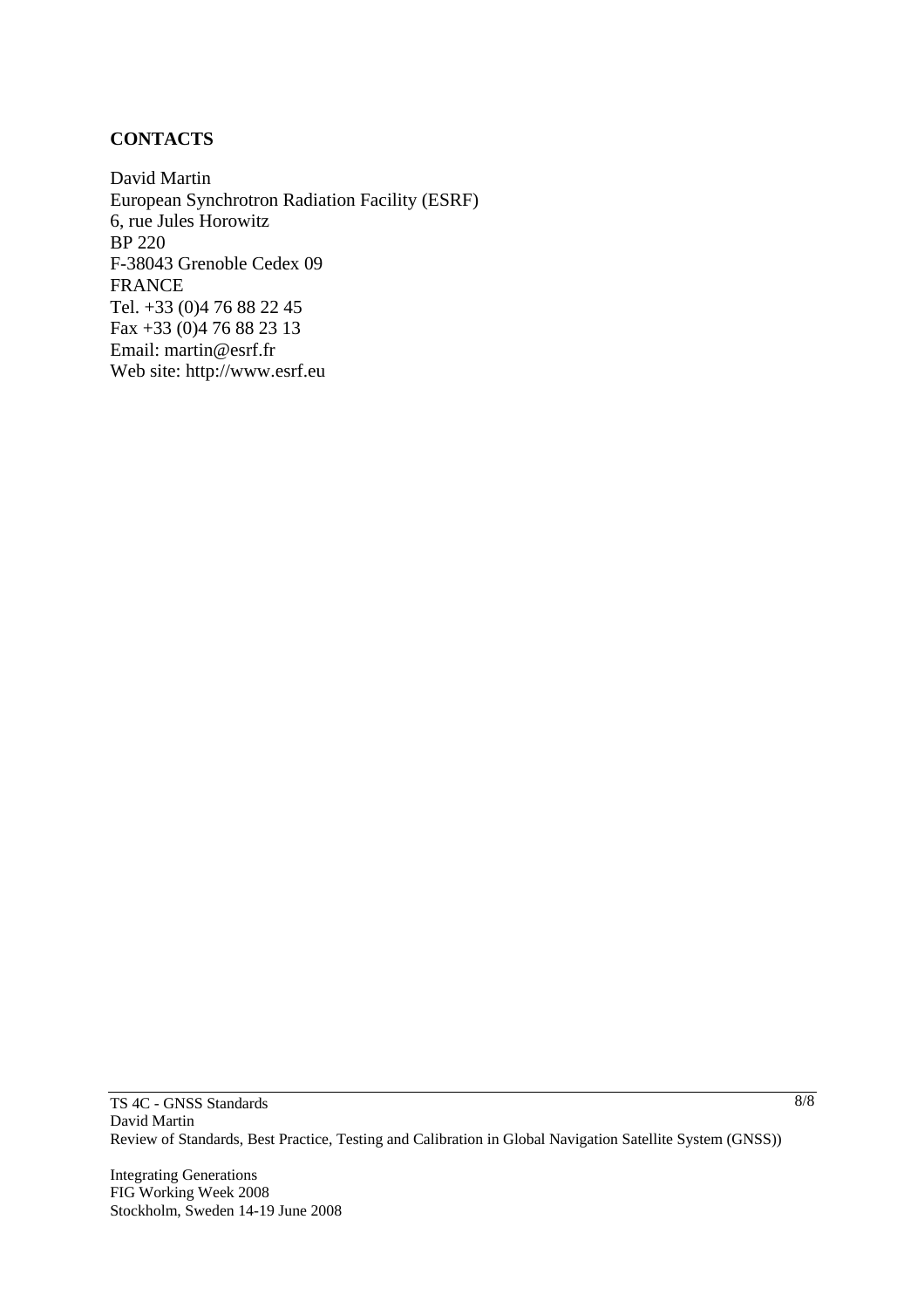**CONTACTS**

David Martin
European Synchrotron Radiation Facility (ESRF)
6, rue Jules Horowitz
BP 220
F-38043 Grenoble Cedex 09
FRANCE
Tel. +33 (0)4 76 88 22 45
Fax +33 (0)4 76 88 23 13
Email: martin@esrf.fr
Web site: http://www.esrf.eu